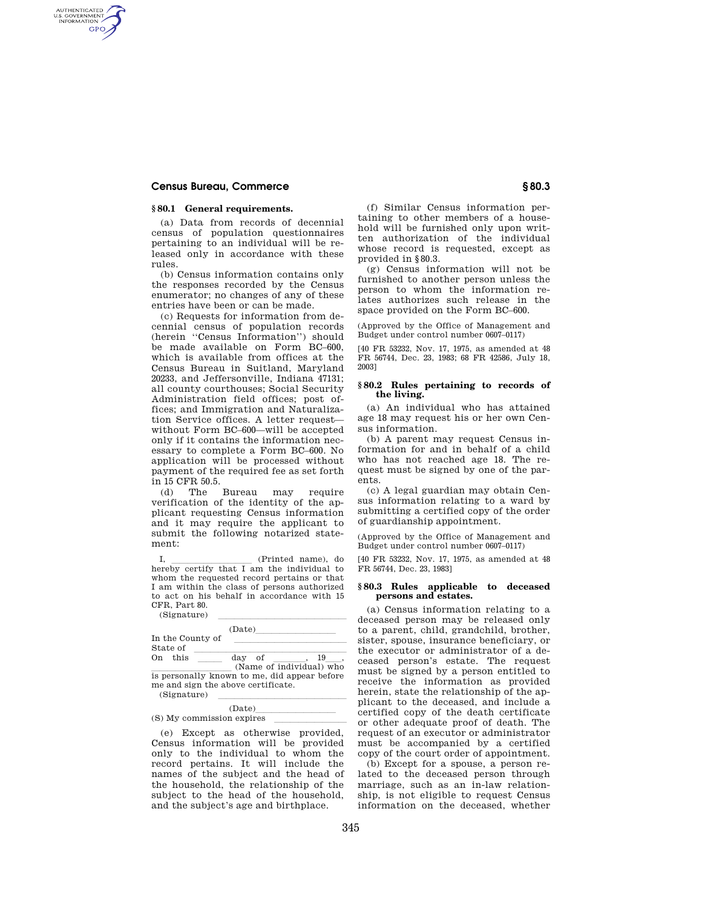### § 80.1 General requirements.

(a) Data from records of decennial census of population questionnaires pertaining to an individual will be released only in accordance with these rules.

(b) Census information contains only the responses recorded by the Census enumerator; no changes of any of these entries have been or can be made.

(c) Requests for information from decennial census of population records (herein ''Census Information'') should be made available on Form BC–600, which is available from offices at the Census Bureau in Suitland, Maryland 20233, and Jeffersonville, Indiana 47131; all county courthouses; Social Security Administration field offices; post offices; and Immigration and Naturalization Service offices. A letter request—without Form BC–600—will be accepted only if it contains the information necessary to complete a Form BC–600. No application will be processed without payment of the required fee as set forth in 15 CFR 50.5.

(d) The Bureau may require verification of the identity of the applicant requesting Census information and it may require the applicant to submit the following notarized statement:

I, ________________ (Printed name), do hereby certify that I am the individual to whom the requested record pertains or that I am within the class of persons authorized to act on his behalf in accordance with 15 CFR, Part 80.

(Signature) ________________________

(Date)________________

In the County of ________________________

State of ________________________

On this _____ day of _______, 19___, ________________ (Name of individual) who is personally known to me, did appear before me and sign the above certificate.

(Signature) ________________________

(Date)________________

(S) My commission expires ____________

(e) Except as otherwise provided, Census information will be provided only to the individual to whom the record pertains. It will include the names of the subject and the head of the household, the relationship of the subject to the head of the household, and the subject's age and birthplace.

(f) Similar Census information pertaining to other members of a household will be furnished only upon written authorization of the individual whose record is requested, except as provided in § 80.3.

(g) Census information will not be furnished to another person unless the person to whom the information relates authorizes such release in the space provided on the Form BC–600.

(Approved by the Office of Management and Budget under control number 0607–0117)

[40 FR 53232, Nov. 17, 1975, as amended at 48 FR 56744, Dec. 23, 1983; 68 FR 42586, July 18, 2003]

### § 80.2 Rules pertaining to records of the living.

(a) An individual who has attained age 18 may request his or her own Census information.

(b) A parent may request Census information for and in behalf of a child who has not reached age 18. The request must be signed by one of the parents.

(c) A legal guardian may obtain Census information relating to a ward by submitting a certified copy of the order of guardianship appointment.

(Approved by the Office of Management and Budget under control number 0607–0117)

[40 FR 53232, Nov. 17, 1975, as amended at 48 FR 56744, Dec. 23, 1983]

### § 80.3 Rules applicable to deceased persons and estates.

(a) Census information relating to a deceased person may be released only to a parent, child, grandchild, brother, sister, spouse, insurance beneficiary, or the executor or administrator of a deceased person's estate. The request must be signed by a person entitled to receive the information as provided herein, state the relationship of the applicant to the deceased, and include a certified copy of the death certificate or other adequate proof of death. The request of an executor or administrator must be accompanied by a certified copy of the court order of appointment.

(b) Except for a spouse, a person related to the deceased person through marriage, such as an in-law relationship, is not eligible to request Census information on the deceased, whether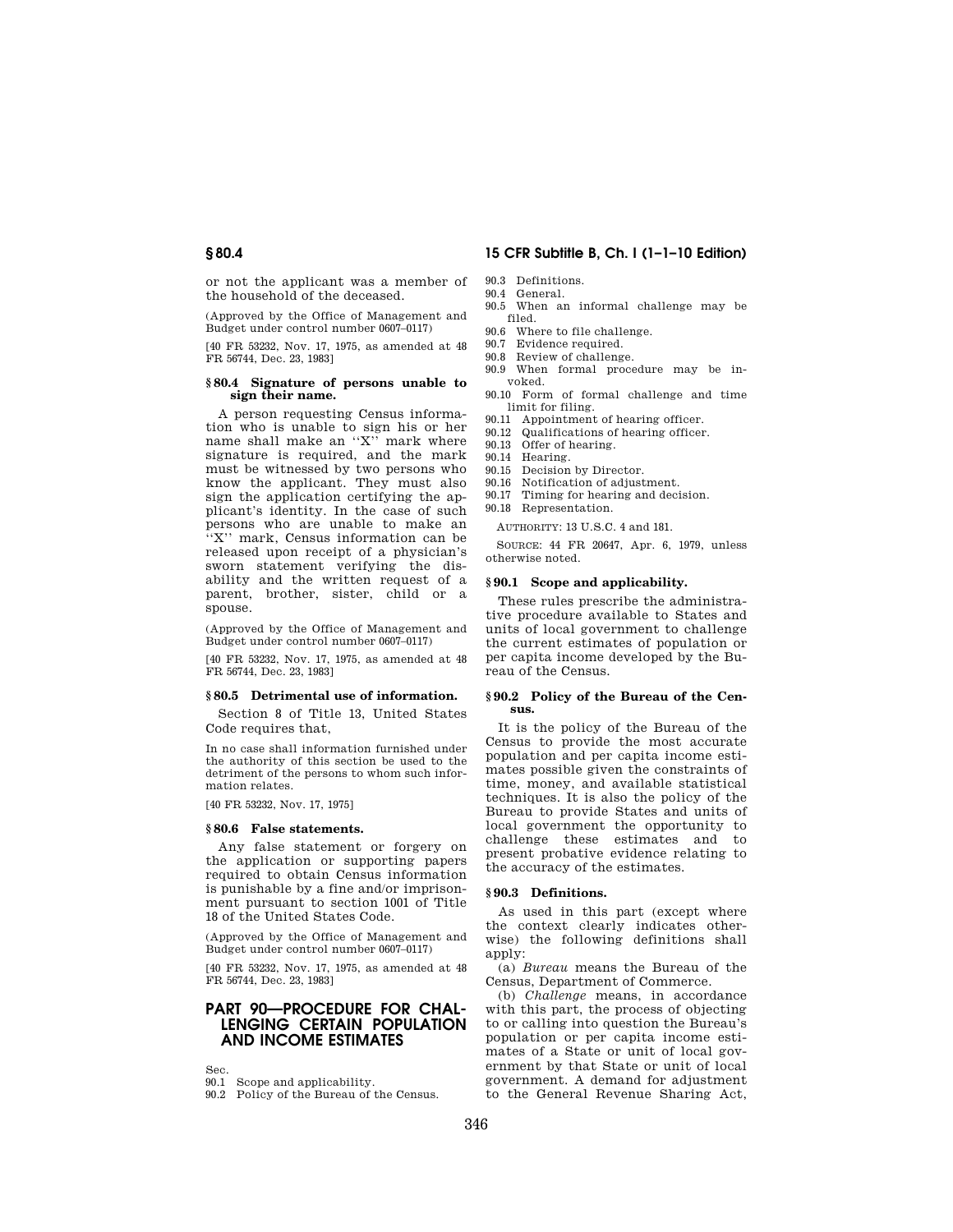or not the applicant was a member of the household of the deceased.

(Approved by the Office of Management and Budget under control number 0607–0117)

[40 FR 53232, Nov. 17, 1975, as amended at 48 FR 56744, Dec. 23, 1983]

### § 80.4 Signature of persons unable to sign their name.

A person requesting Census information who is unable to sign his or her name shall make an ''X'' mark where signature is required, and the mark must be witnessed by two persons who know the applicant. They must also sign the application certifying the applicant's identity. In the case of such persons who are unable to make an ''X'' mark, Census information can be released upon receipt of a physician's sworn statement verifying the disability and the written request of a parent, brother, sister, child or a spouse.

(Approved by the Office of Management and Budget under control number 0607–0117)

[40 FR 53232, Nov. 17, 1975, as amended at 48 FR 56744, Dec. 23, 1983]

### § 80.5 Detrimental use of information.

Section 8 of Title 13, United States Code requires that,

In no case shall information furnished under the authority of this section be used to the detriment of the persons to whom such information relates.

[40 FR 53232, Nov. 17, 1975]

### § 80.6 False statements.

Any false statement or forgery on the application or supporting papers required to obtain Census information is punishable by a fine and/or imprisonment pursuant to section 1001 of Title 18 of the United States Code.

(Approved by the Office of Management and Budget under control number 0607–0117)

[40 FR 53232, Nov. 17, 1975, as amended at 48 FR 56744, Dec. 23, 1983]

## PART 90—PROCEDURE FOR CHALLENGING CERTAIN POPULATION AND INCOME ESTIMATES

Sec.
90.1 Scope and applicability.
90.2 Policy of the Bureau of the Census.
90.3 Definitions.
90.4 General.
90.5 When an informal challenge may be filed.
90.6 Where to file challenge.
90.7 Evidence required.
90.8 Review of challenge.
90.9 When formal procedure may be invoked.
90.10 Form of formal challenge and time limit for filing.
90.11 Appointment of hearing officer.
90.12 Qualifications of hearing officer.
90.13 Offer of hearing.
90.14 Hearing.
90.15 Decision by Director.
90.16 Notification of adjustment.
90.17 Timing for hearing and decision.
90.18 Representation.

AUTHORITY: 13 U.S.C. 4 and 181.

SOURCE: 44 FR 20647, Apr. 6, 1979, unless otherwise noted.

### § 90.1 Scope and applicability.

These rules prescribe the administrative procedure available to States and units of local government to challenge the current estimates of population or per capita income developed by the Bureau of the Census.

### § 90.2 Policy of the Bureau of the Census.

It is the policy of the Bureau of the Census to provide the most accurate population and per capita income estimates possible given the constraints of time, money, and available statistical techniques. It is also the policy of the Bureau to provide States and units of local government the opportunity to challenge these estimates and to present probative evidence relating to the accuracy of the estimates.

### § 90.3 Definitions.

As used in this part (except where the context clearly indicates otherwise) the following definitions shall apply:

(a) *Bureau* means the Bureau of the Census, Department of Commerce.

(b) *Challenge* means, in accordance with this part, the process of objecting to or calling into question the Bureau's population or per capita income estimates of a State or unit of local government by that State or unit of local government. A demand for adjustment to the General Revenue Sharing Act,